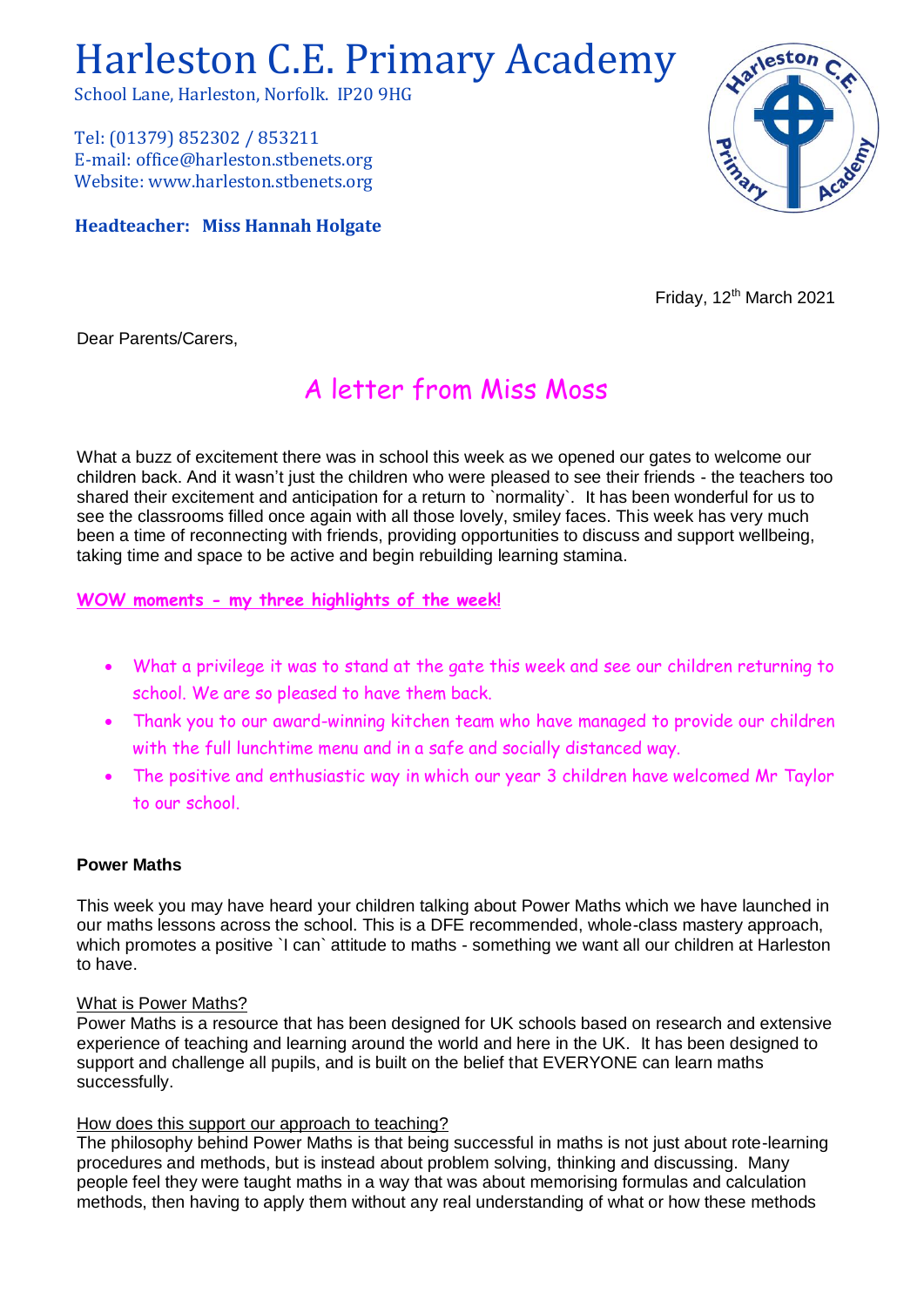# Harleston C.E. Primary Academy

School Lane, Harleston, Norfolk. IP20 9HG

Tel: (01379) 852302 / 853211
E-mail: office@harleston.stbenets.org
Website: www.harleston.stbenets.org

**Headteacher: Miss Hannah Holgate**

Friday, 12th March 2021

Dear Parents/Carers,

## A letter from Miss Moss

What a buzz of excitement there was in school this week as we opened our gates to welcome our children back. And it wasn't just the children who were pleased to see their friends - the teachers too shared their excitement and anticipation for a return to `normality`. It has been wonderful for us to see the classrooms filled once again with all those lovely, smiley faces. This week has very much been a time of reconnecting with friends, providing opportunities to discuss and support wellbeing, taking time and space to be active and begin rebuilding learning stamina.

**WOW moments - my three highlights of the week!**

- What a privilege it was to stand at the gate this week and see our children returning to school. We are so pleased to have them back.
- Thank you to our award-winning kitchen team who have managed to provide our children with the full lunchtime menu and in a safe and socially distanced way.
- The positive and enthusiastic way in which our year 3 children have welcomed Mr Taylor to our school.

**Power Maths**

This week you may have heard your children talking about Power Maths which we have launched in our maths lessons across the school. This is a DFE recommended, whole-class mastery approach, which promotes a positive `I can` attitude to maths - something we want all our children at Harleston to have.

What is Power Maths?

Power Maths is a resource that has been designed for UK schools based on research and extensive experience of teaching and learning around the world and here in the UK. It has been designed to support and challenge all pupils, and is built on the belief that EVERYONE can learn maths successfully.

How does this support our approach to teaching?

The philosophy behind Power Maths is that being successful in maths is not just about rote-learning procedures and methods, but is instead about problem solving, thinking and discussing. Many people feel they were taught maths in a way that was about memorising formulas and calculation methods, then having to apply them without any real understanding of what or how these methods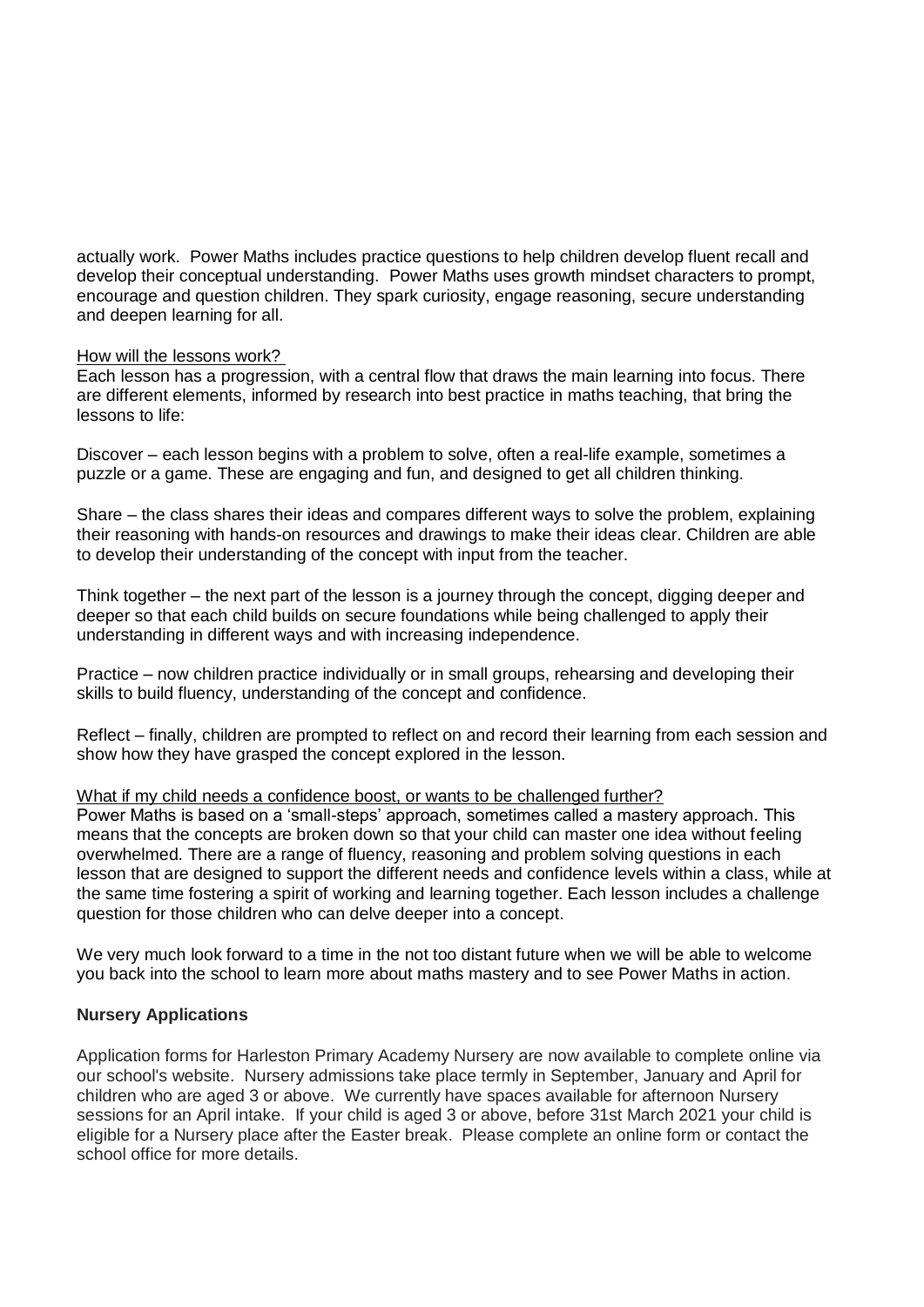actually work. Power Maths includes practice questions to help children develop fluent recall and develop their conceptual understanding. Power Maths uses growth mindset characters to prompt, encourage and question children. They spark curiosity, engage reasoning, secure understanding and deepen learning for all.

How will the lessons work?

Each lesson has a progression, with a central flow that draws the main learning into focus. There are different elements, informed by research into best practice in maths teaching, that bring the lessons to life:

Discover – each lesson begins with a problem to solve, often a real-life example, sometimes a puzzle or a game. These are engaging and fun, and designed to get all children thinking.

Share – the class shares their ideas and compares different ways to solve the problem, explaining their reasoning with hands-on resources and drawings to make their ideas clear. Children are able to develop their understanding of the concept with input from the teacher.

Think together – the next part of the lesson is a journey through the concept, digging deeper and deeper so that each child builds on secure foundations while being challenged to apply their understanding in different ways and with increasing independence.

Practice – now children practice individually or in small groups, rehearsing and developing their skills to build fluency, understanding of the concept and confidence.

Reflect – finally, children are prompted to reflect on and record their learning from each session and show how they have grasped the concept explored in the lesson.

What if my child needs a confidence boost, or wants to be challenged further?

Power Maths is based on a 'small-steps' approach, sometimes called a mastery approach. This means that the concepts are broken down so that your child can master one idea without feeling overwhelmed. There are a range of fluency, reasoning and problem solving questions in each lesson that are designed to support the different needs and confidence levels within a class, while at the same time fostering a spirit of working and learning together. Each lesson includes a challenge question for those children who can delve deeper into a concept.

We very much look forward to a time in the not too distant future when we will be able to welcome you back into the school to learn more about maths mastery and to see Power Maths in action.

**Nursery Applications**

Application forms for Harleston Primary Academy Nursery are now available to complete online via our school's website. Nursery admissions take place termly in September, January and April for children who are aged 3 or above. We currently have spaces available for afternoon Nursery sessions for an April intake. If your child is aged 3 or above, before 31st March 2021 your child is eligible for a Nursery place after the Easter break. Please complete an online form or contact the school office for more details.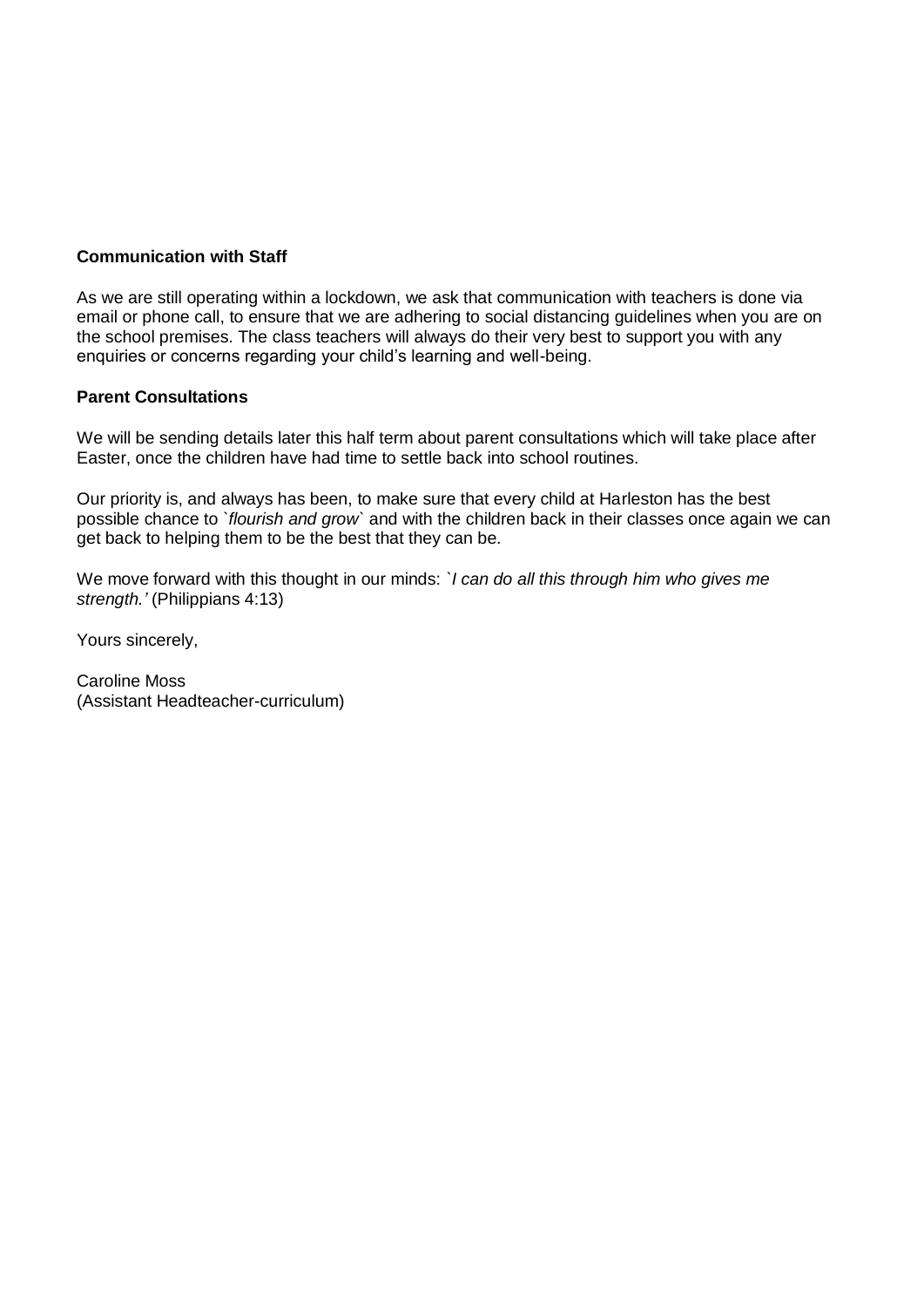**Communication with Staff**

As we are still operating within a lockdown, we ask that communication with teachers is done via email or phone call, to ensure that we are adhering to social distancing guidelines when you are on the school premises. The class teachers will always do their very best to support you with any enquiries or concerns regarding your child's learning and well-being.

**Parent Consultations**

We will be sending details later this half term about parent consultations which will take place after Easter, once the children have had time to settle back into school routines.

Our priority is, and always has been, to make sure that every child at Harleston has the best possible chance to `*flourish and grow*` and with the children back in their classes once again we can get back to helping them to be the best that they can be.

We move forward with this thought in our minds: `*I can do all this through him who gives me strength.'* (Philippians 4:13)

Yours sincerely,

Caroline Moss
(Assistant Headteacher-curriculum)